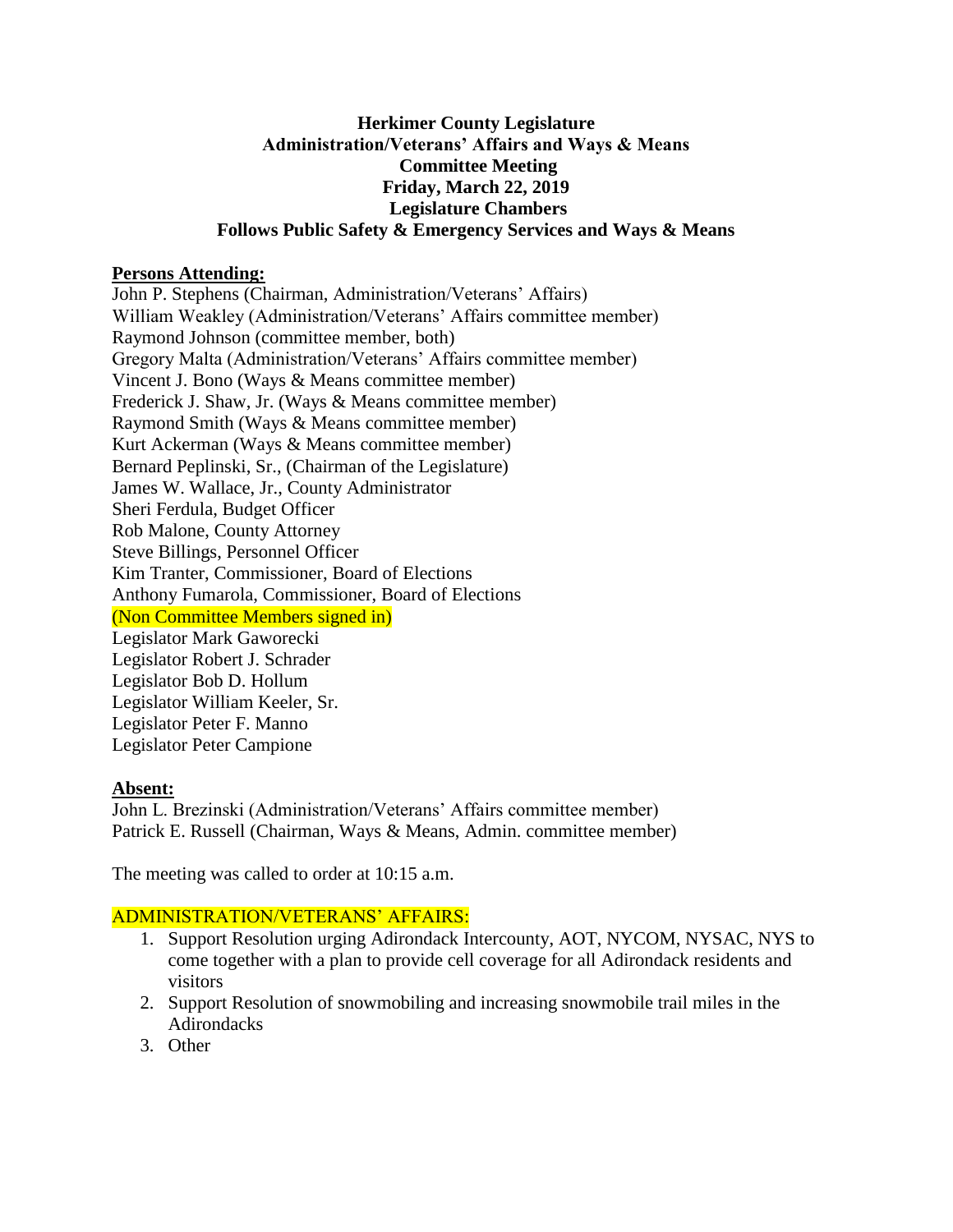**Herkimer County Legislature**
**Administration/Veterans' Affairs and Ways & Means**
**Committee Meeting**
**Friday, March 22, 2019**
**Legislature Chambers**
**Follows Public Safety & Emergency Services and Ways & Means**

**Persons Attending:**

John P. Stephens (Chairman, Administration/Veterans' Affairs)
William Weakley (Administration/Veterans' Affairs committee member)
Raymond Johnson (committee member, both)
Gregory Malta (Administration/Veterans' Affairs committee member)
Vincent J. Bono (Ways & Means committee member)
Frederick J. Shaw, Jr. (Ways & Means committee member)
Raymond Smith (Ways & Means committee member)
Kurt Ackerman (Ways & Means committee member)
Bernard Peplinski, Sr., (Chairman of the Legislature)
James W. Wallace, Jr., County Administrator
Sheri Ferdula, Budget Officer
Rob Malone, County Attorney
Steve Billings, Personnel Officer
Kim Tranter, Commissioner, Board of Elections
Anthony Fumarola, Commissioner, Board of Elections
(Non Committee Members signed in)
Legislator Mark Gaworecki
Legislator Robert J. Schrader
Legislator Bob D. Hollum
Legislator William Keeler, Sr.
Legislator Peter F. Manno
Legislator Peter Campione

**Absent:**

John L. Brezinski (Administration/Veterans' Affairs committee member)
Patrick E. Russell (Chairman, Ways & Means, Admin. committee member)

The meeting was called to order at 10:15 a.m.

ADMINISTRATION/VETERANS' AFFAIRS:

1. Support Resolution urging Adirondack Intercounty, AOT, NYCOM, NYSAC, NYS to come together with a plan to provide cell coverage for all Adirondack residents and visitors
2. Support Resolution of snowmobiling and increasing snowmobile trail miles in the Adirondacks
3. Other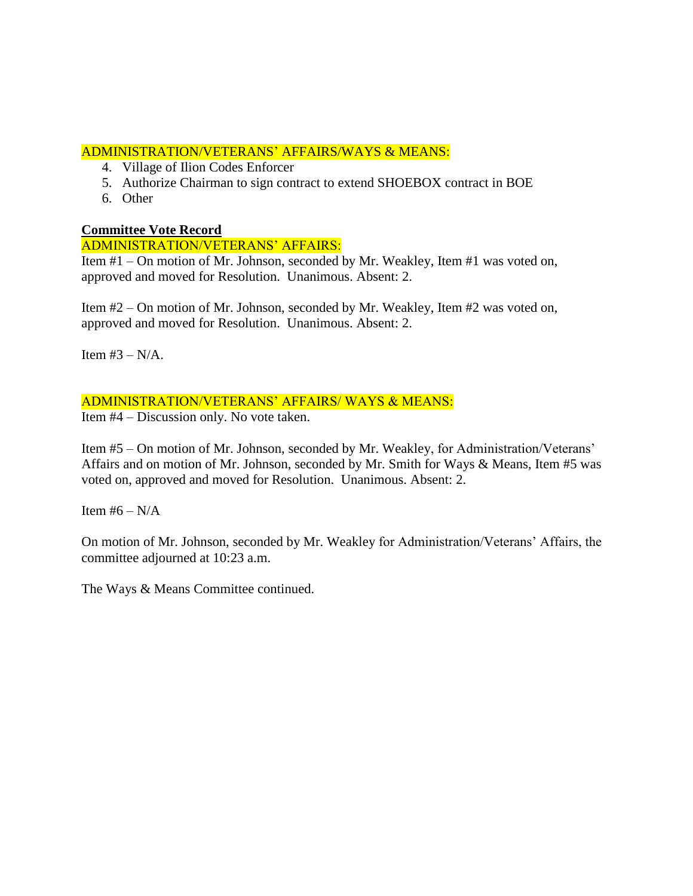ADMINISTRATION/VETERANS' AFFAIRS/WAYS & MEANS:

4. Village of Ilion Codes Enforcer
5. Authorize Chairman to sign contract to extend SHOEBOX contract in BOE
6. Other

**Committee Vote Record**

ADMINISTRATION/VETERANS' AFFAIRS:

Item #1 – On motion of Mr. Johnson, seconded by Mr. Weakley, Item #1 was voted on, approved and moved for Resolution. Unanimous. Absent: 2.

Item #2 – On motion of Mr. Johnson, seconded by Mr. Weakley, Item #2 was voted on, approved and moved for Resolution. Unanimous. Absent: 2.

Item #3 – N/A.

ADMINISTRATION/VETERANS' AFFAIRS/ WAYS & MEANS:

Item #4 – Discussion only. No vote taken.

Item #5 – On motion of Mr. Johnson, seconded by Mr. Weakley, for Administration/Veterans' Affairs and on motion of Mr. Johnson, seconded by Mr. Smith for Ways & Means, Item #5 was voted on, approved and moved for Resolution. Unanimous. Absent: 2.

Item #6 – N/A

On motion of Mr. Johnson, seconded by Mr. Weakley for Administration/Veterans' Affairs, the committee adjourned at 10:23 a.m.

The Ways & Means Committee continued.